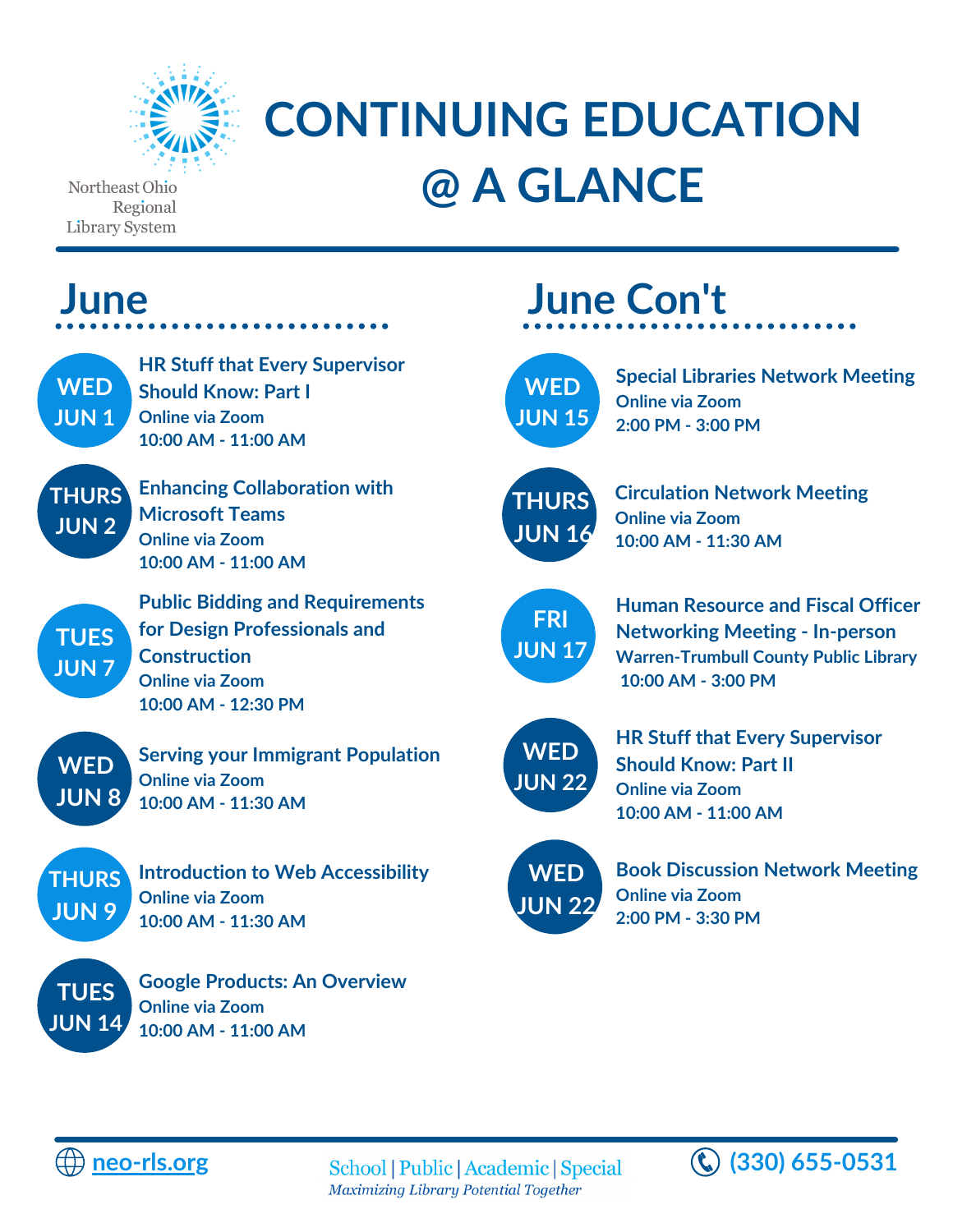Northeast Ohio Regional Library System

# CONTINUING EDUCATION @ A GLANCE

## June

**WED JUN 1**
**HR Stuff that Every Supervisor Should Know: Part I**
Online via Zoom
10:00 AM - 11:00 AM

**THURS JUN 2**
**Enhancing Collaboration with Microsoft Teams**
Online via Zoom
10:00 AM - 11:00 AM

**TUES JUN 7**
**Public Bidding and Requirements for Design Professionals and Construction**
Online via Zoom
10:00 AM - 12:30 PM

**WED JUN 8**
**Serving your Immigrant Population**
Online via Zoom
10:00 AM - 11:30 AM

**THURS JUN 9**
**Introduction to Web Accessibility**
Online via Zoom
10:00 AM - 11:30 AM

**TUES JUN 14**
**Google Products: An Overview**
Online via Zoom
10:00 AM - 11:00 AM

## June Con't

**WED JUN 15**
**Special Libraries Network Meeting**
Online via Zoom
2:00 PM - 3:00 PM

**THURS JUN 16**
**Circulation Network Meeting**
Online via Zoom
10:00 AM - 11:30 AM

**FRI JUN 17**
**Human Resource and Fiscal Officer Networking Meeting - In-person**
Warren-Trumbull County Public Library
10:00 AM - 3:00 PM

**WED JUN 22**
**HR Stuff that Every Supervisor Should Know: Part II**
Online via Zoom
10:00 AM - 11:00 AM

**WED JUN 22**
**Book Discussion Network Meeting**
Online via Zoom
2:00 PM - 3:30 PM

neo-rls.org

School | Public | Academic | Special
*Maximizing Library Potential Together*

(330) 655-0531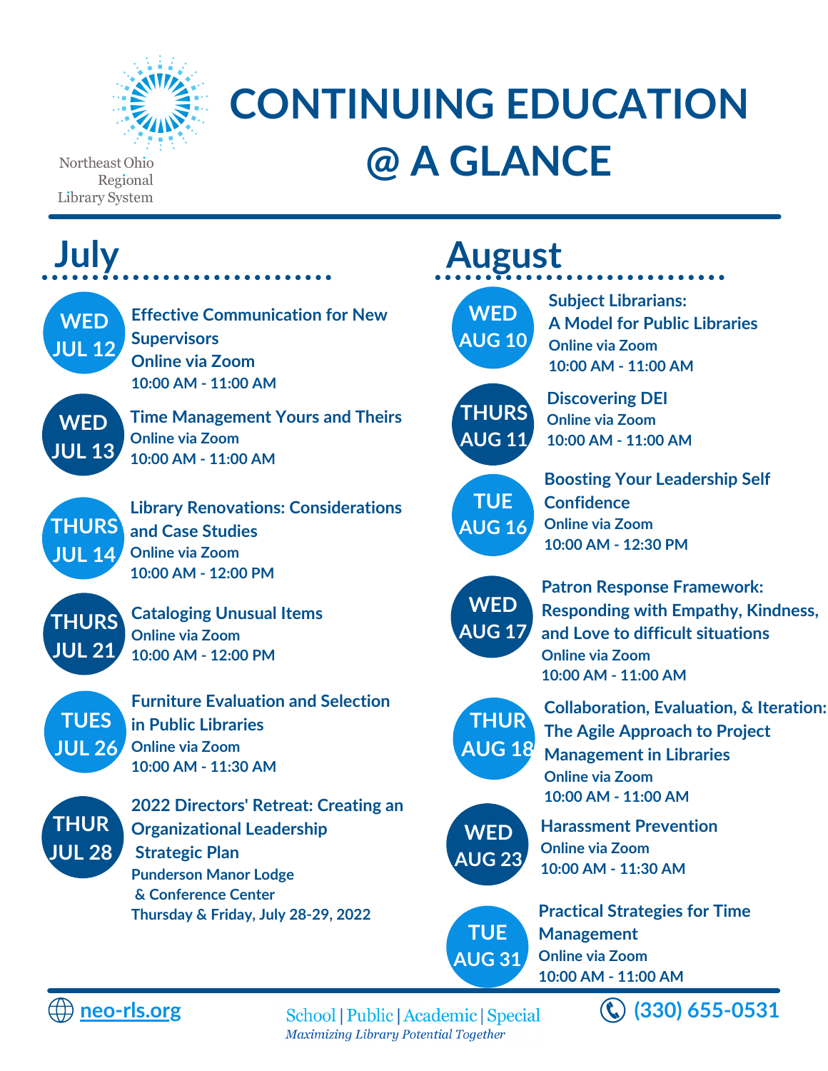Northeast Ohio Regional Library System

# CONTINUING EDUCATION @ A GLANCE

## July

**WED JUL 12**
**Effective Communication for New Supervisors**
Online via Zoom
10:00 AM - 11:00 AM

**WED JUL 13**
**Time Management Yours and Theirs**
Online via Zoom
10:00 AM - 11:00 AM

**THURS JUL 14**
**Library Renovations: Considerations and Case Studies**
Online via Zoom
10:00 AM - 12:00 PM

**THURS JUL 21**
**Cataloging Unusual Items**
Online via Zoom
10:00 AM - 12:00 PM

**TUES JUL 26**
**Furniture Evaluation and Selection in Public Libraries**
Online via Zoom
10:00 AM - 11:30 AM

**THUR JUL 28**
**2022 Directors' Retreat: Creating an Organizational Leadership Strategic Plan**
Punderson Manor Lodge & Conference Center
Thursday & Friday, July 28-29, 2022

## August

**WED AUG 10**
**Subject Librarians: A Model for Public Libraries**
Online via Zoom
10:00 AM - 11:00 AM

**THURS AUG 11**
**Discovering DEI**
Online via Zoom
10:00 AM - 11:00 AM

**TUE AUG 16**
**Boosting Your Leadership Self Confidence**
Online via Zoom
10:00 AM - 12:30 PM

**WED AUG 17**
**Patron Response Framework: Responding with Empathy, Kindness, and Love to difficult situations**
Online via Zoom
10:00 AM - 11:00 AM

**THUR AUG 18**
**Collaboration, Evaluation, & Iteration: The Agile Approach to Project Management in Libraries**
Online via Zoom
10:00 AM - 11:00 AM

**WED AUG 23**
**Harassment Prevention**
Online via Zoom
10:00 AM - 11:30 AM

**TUE AUG 31**
**Practical Strategies for Time Management**
Online via Zoom
10:00 AM - 11:00 AM

neo-rls.org

School | Public | Academic | Special
*Maximizing Library Potential Together*

(330) 655-0531